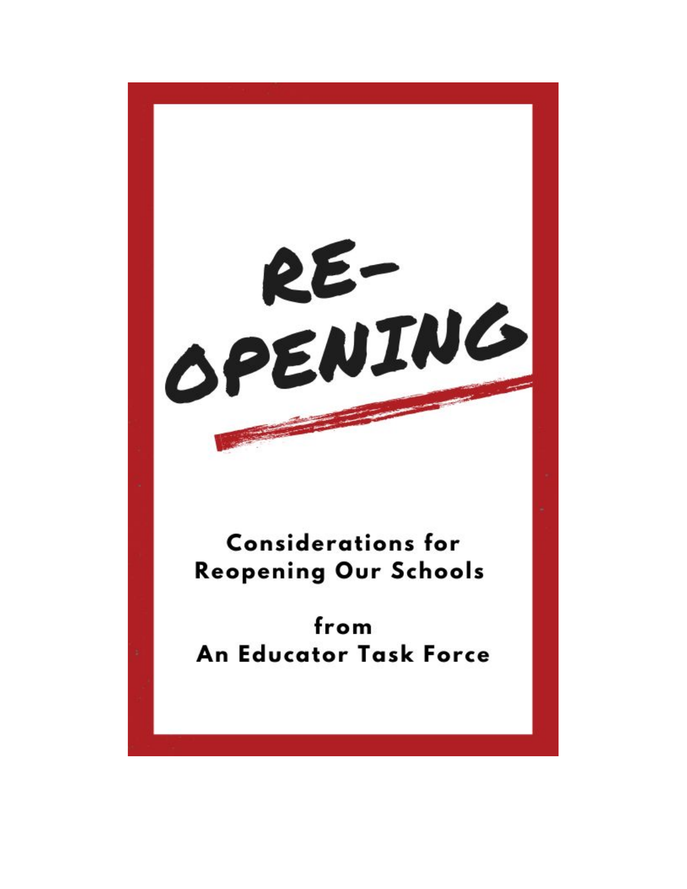# RE-OPENING

## Considerations for Reopening Our Schools

from
An Educator Task Force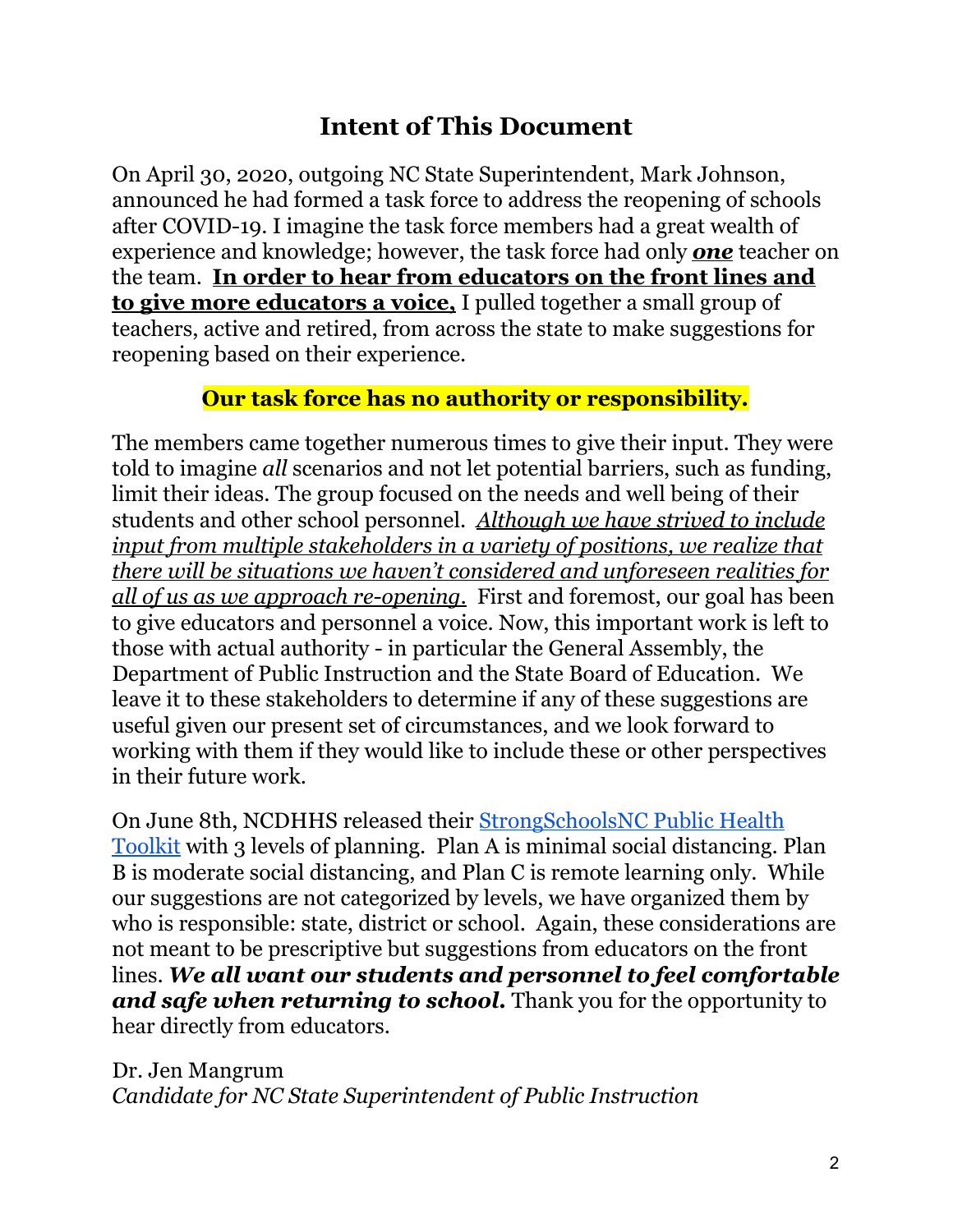# Intent of This Document

On April 30, 2020, outgoing NC State Superintendent, Mark Johnson, announced he had formed a task force to address the reopening of schools after COVID-19. I imagine the task force members had a great wealth of experience and knowledge; however, the task force had only ***one*** teacher on the team. **In order to hear from educators on the front lines and to give more educators a voice,** I pulled together a small group of teachers, active and retired, from across the state to make suggestions for reopening based on their experience.

**Our task force has no authority or responsibility.**

The members came together numerous times to give their input. They were told to imagine *all* scenarios and not let potential barriers, such as funding, limit their ideas. The group focused on the needs and well being of their students and other school personnel. *Although we have strived to include input from multiple stakeholders in a variety of positions, we realize that there will be situations we haven't considered and unforeseen realities for all of us as we approach re-opening.* First and foremost, our goal has been to give educators and personnel a voice. Now, this important work is left to those with actual authority - in particular the General Assembly, the Department of Public Instruction and the State Board of Education. We leave it to these stakeholders to determine if any of these suggestions are useful given our present set of circumstances, and we look forward to working with them if they would like to include these or other perspectives in their future work.

On June 8th, NCDHHS released their [StrongSchoolsNC Public Health Toolkit] with 3 levels of planning. Plan A is minimal social distancing. Plan B is moderate social distancing, and Plan C is remote learning only. While our suggestions are not categorized by levels, we have organized them by who is responsible: state, district or school. Again, these considerations are not meant to be prescriptive but suggestions from educators on the front lines. ***We all want our students and personnel to feel comfortable and safe when returning to school.*** Thank you for the opportunity to hear directly from educators.

Dr. Jen Mangrum
*Candidate for NC State Superintendent of Public Instruction*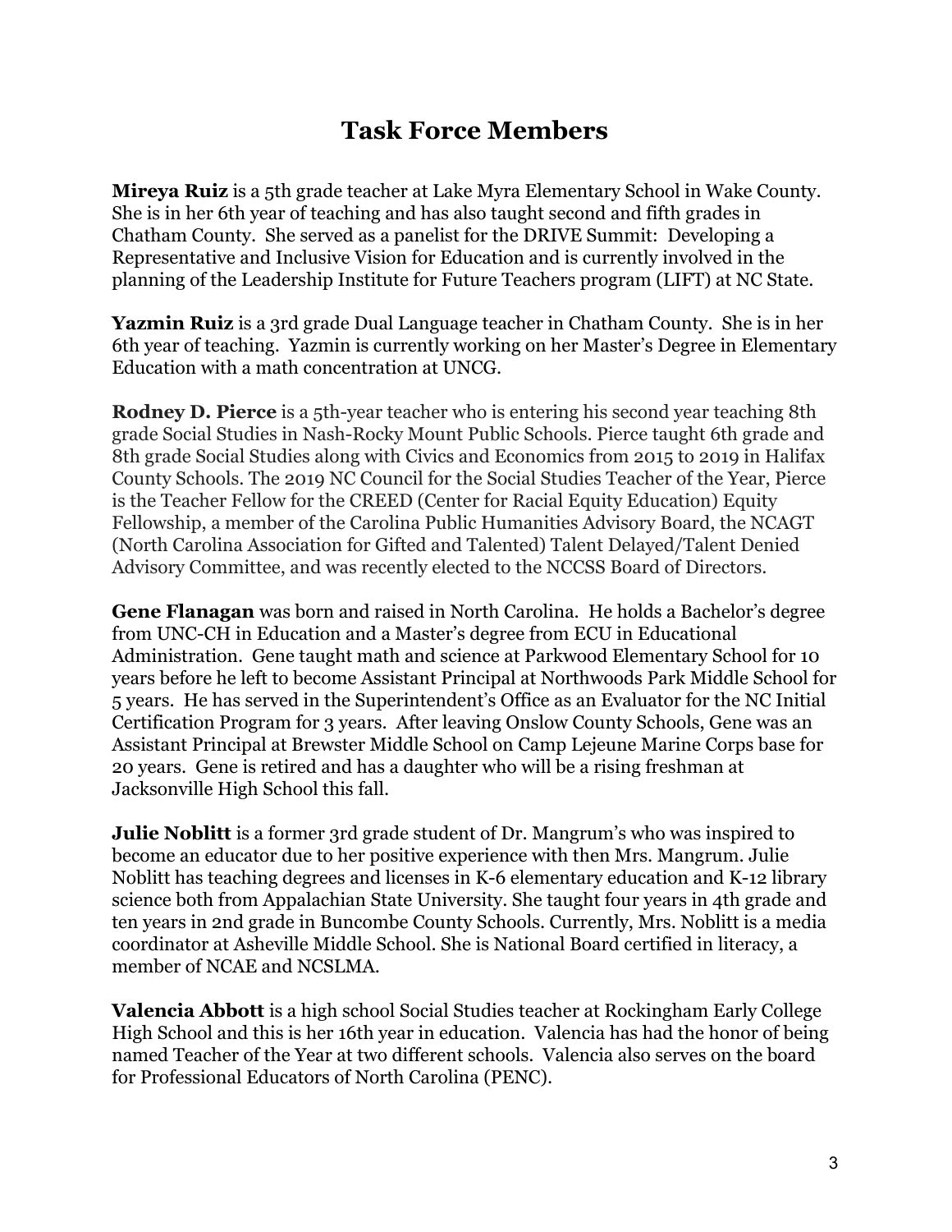# Task Force Members

**Mireya Ruiz** is a 5th grade teacher at Lake Myra Elementary School in Wake County. She is in her 6th year of teaching and has also taught second and fifth grades in Chatham County. She served as a panelist for the DRIVE Summit: Developing a Representative and Inclusive Vision for Education and is currently involved in the planning of the Leadership Institute for Future Teachers program (LIFT) at NC State.

**Yazmin Ruiz** is a 3rd grade Dual Language teacher in Chatham County. She is in her 6th year of teaching. Yazmin is currently working on her Master's Degree in Elementary Education with a math concentration at UNCG.

**Rodney D. Pierce** is a 5th-year teacher who is entering his second year teaching 8th grade Social Studies in Nash-Rocky Mount Public Schools. Pierce taught 6th grade and 8th grade Social Studies along with Civics and Economics from 2015 to 2019 in Halifax County Schools. The 2019 NC Council for the Social Studies Teacher of the Year, Pierce is the Teacher Fellow for the CREED (Center for Racial Equity Education) Equity Fellowship, a member of the Carolina Public Humanities Advisory Board, the NCAGT (North Carolina Association for Gifted and Talented) Talent Delayed/Talent Denied Advisory Committee, and was recently elected to the NCCSS Board of Directors.

**Gene Flanagan** was born and raised in North Carolina. He holds a Bachelor's degree from UNC-CH in Education and a Master's degree from ECU in Educational Administration. Gene taught math and science at Parkwood Elementary School for 10 years before he left to become Assistant Principal at Northwoods Park Middle School for 5 years. He has served in the Superintendent's Office as an Evaluator for the NC Initial Certification Program for 3 years. After leaving Onslow County Schools, Gene was an Assistant Principal at Brewster Middle School on Camp Lejeune Marine Corps base for 20 years. Gene is retired and has a daughter who will be a rising freshman at Jacksonville High School this fall.

**Julie Noblitt** is a former 3rd grade student of Dr. Mangrum's who was inspired to become an educator due to her positive experience with then Mrs. Mangrum. Julie Noblitt has teaching degrees and licenses in K-6 elementary education and K-12 library science both from Appalachian State University. She taught four years in 4th grade and ten years in 2nd grade in Buncombe County Schools. Currently, Mrs. Noblitt is a media coordinator at Asheville Middle School. She is National Board certified in literacy, a member of NCAE and NCSLMA.

**Valencia Abbott** is a high school Social Studies teacher at Rockingham Early College High School and this is her 16th year in education. Valencia has had the honor of being named Teacher of the Year at two different schools. Valencia also serves on the board for Professional Educators of North Carolina (PENC).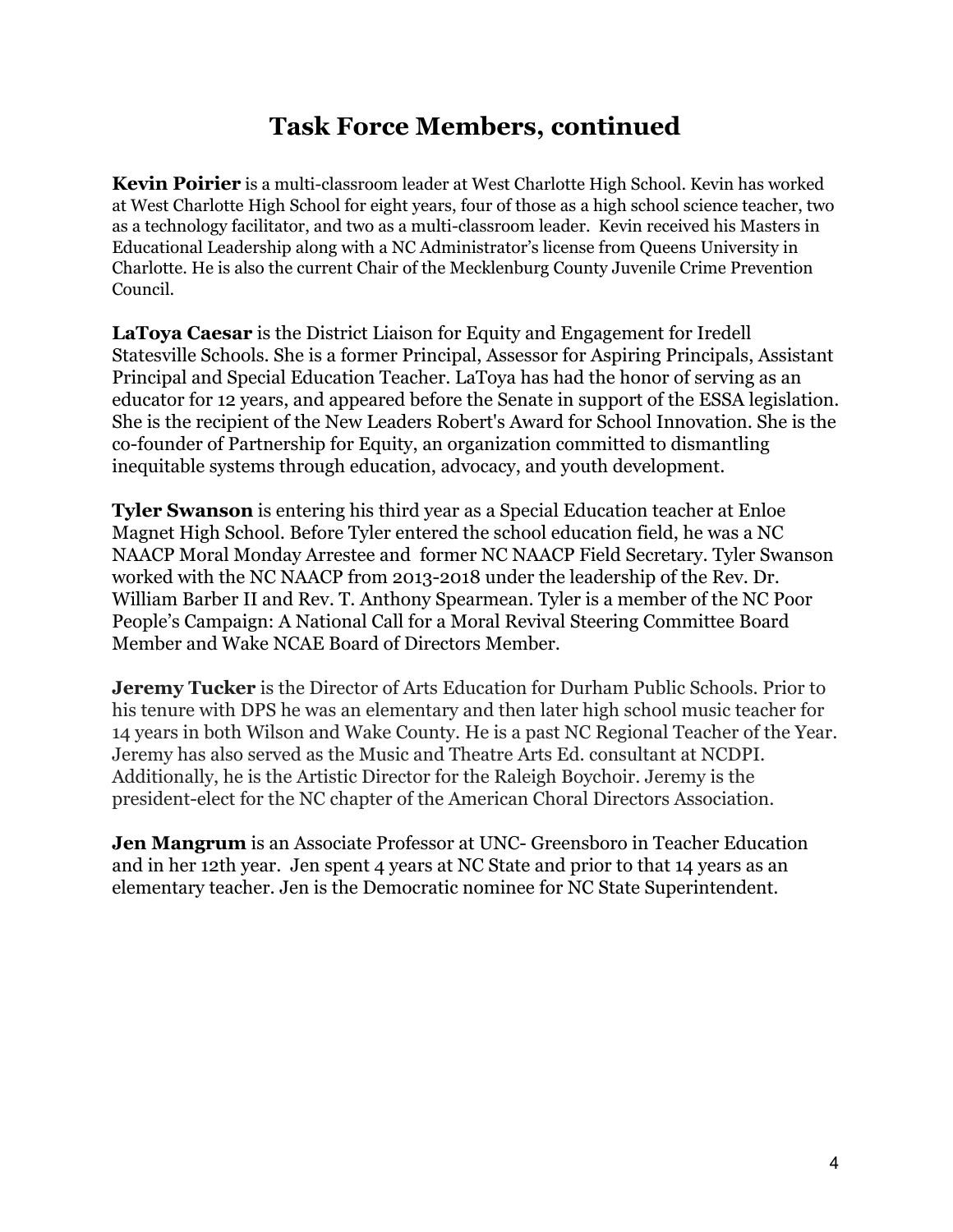# Task Force Members, continued

**Kevin Poirier** is a multi-classroom leader at West Charlotte High School. Kevin has worked at West Charlotte High School for eight years, four of those as a high school science teacher, two as a technology facilitator, and two as a multi-classroom leader. Kevin received his Masters in Educational Leadership along with a NC Administrator's license from Queens University in Charlotte. He is also the current Chair of the Mecklenburg County Juvenile Crime Prevention Council.

**LaToya Caesar** is the District Liaison for Equity and Engagement for Iredell Statesville Schools. She is a former Principal, Assessor for Aspiring Principals, Assistant Principal and Special Education Teacher. LaToya has had the honor of serving as an educator for 12 years, and appeared before the Senate in support of the ESSA legislation. She is the recipient of the New Leaders Robert's Award for School Innovation. She is the co-founder of Partnership for Equity, an organization committed to dismantling inequitable systems through education, advocacy, and youth development.

**Tyler Swanson** is entering his third year as a Special Education teacher at Enloe Magnet High School. Before Tyler entered the school education field, he was a NC NAACP Moral Monday Arrestee and former NC NAACP Field Secretary. Tyler Swanson worked with the NC NAACP from 2013-2018 under the leadership of the Rev. Dr. William Barber II and Rev. T. Anthony Spearmean. Tyler is a member of the NC Poor People's Campaign: A National Call for a Moral Revival Steering Committee Board Member and Wake NCAE Board of Directors Member.

**Jeremy Tucker** is the Director of Arts Education for Durham Public Schools. Prior to his tenure with DPS he was an elementary and then later high school music teacher for 14 years in both Wilson and Wake County. He is a past NC Regional Teacher of the Year. Jeremy has also served as the Music and Theatre Arts Ed. consultant at NCDPI. Additionally, he is the Artistic Director for the Raleigh Boychoir. Jeremy is the president-elect for the NC chapter of the American Choral Directors Association.

**Jen Mangrum** is an Associate Professor at UNC- Greensboro in Teacher Education and in her 12th year. Jen spent 4 years at NC State and prior to that 14 years as an elementary teacher. Jen is the Democratic nominee for NC State Superintendent.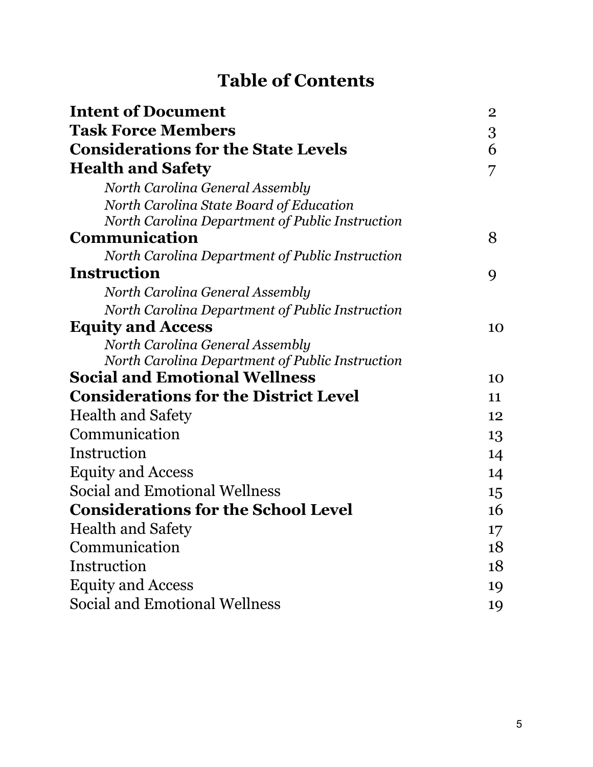# Table of Contents

| | |
|---|---|
| **Intent of Document** | 2 |
| **Task Force Members** | 3 |
| **Considerations for the State Levels** | 6 |
| **Health and Safety** | 7 |
| *North Carolina General Assembly* | |
| *North Carolina State Board of Education* | |
| *North Carolina Department of Public Instruction* | |
| **Communication** | 8 |
| *North Carolina Department of Public Instruction* | |
| **Instruction** | 9 |
| *North Carolina General Assembly* | |
| *North Carolina Department of Public Instruction* | |
| **Equity and Access** | 10 |
| *North Carolina General Assembly* | |
| *North Carolina Department of Public Instruction* | |
| **Social and Emotional Wellness** | 10 |
| **Considerations for the District Level** | 11 |
| Health and Safety | 12 |
| Communication | 13 |
| Instruction | 14 |
| Equity and Access | 14 |
| Social and Emotional Wellness | 15 |
| **Considerations for the School Level** | 16 |
| Health and Safety | 17 |
| Communication | 18 |
| Instruction | 18 |
| Equity and Access | 19 |
| Social and Emotional Wellness | 19 |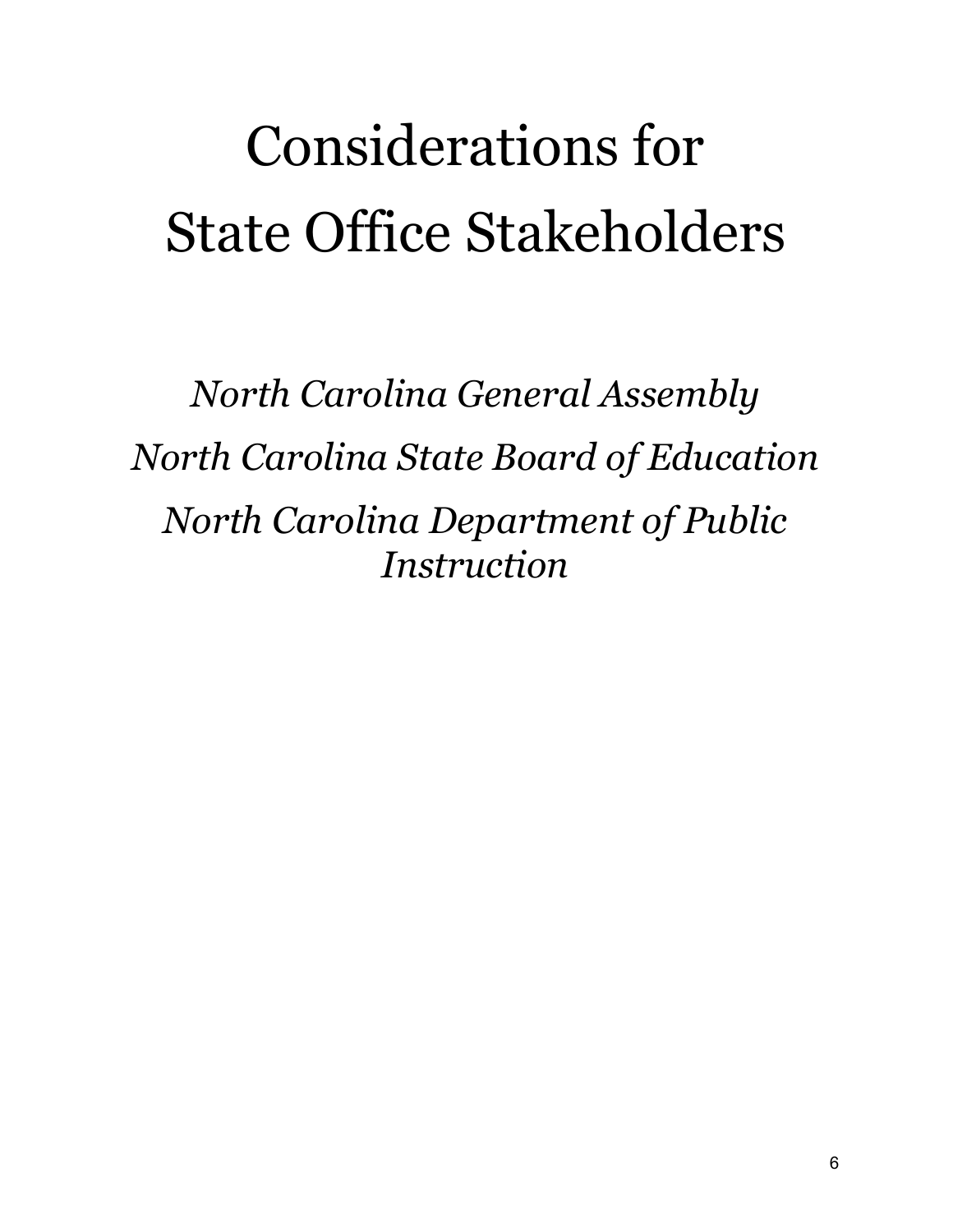# Considerations for State Office Stakeholders

*North Carolina General Assembly*

*North Carolina State Board of Education*

*North Carolina Department of Public Instruction*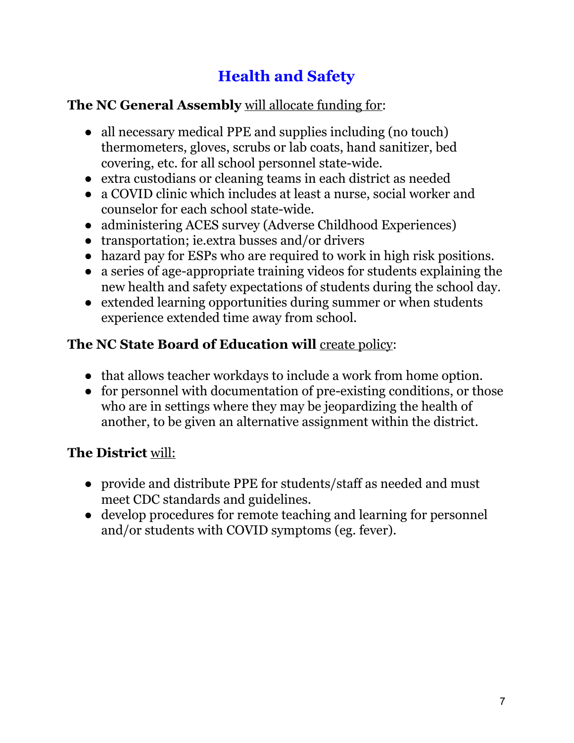# Health and Safety

**The NC General Assembly** <u>will allocate funding for</u>:

- all necessary medical PPE and supplies including (no touch) thermometers, gloves, scrubs or lab coats, hand sanitizer, bed covering, etc. for all school personnel state-wide.
- extra custodians or cleaning teams in each district as needed
- a COVID clinic which includes at least a nurse, social worker and counselor for each school state-wide.
- administering ACES survey (Adverse Childhood Experiences)
- transportation; ie.extra busses and/or drivers
- hazard pay for ESPs who are required to work in high risk positions.
- a series of age-appropriate training videos for students explaining the new health and safety expectations of students during the school day.
- extended learning opportunities during summer or when students experience extended time away from school.

**The NC State Board of Education will** <u>create policy</u>:

- that allows teacher workdays to include a work from home option.
- for personnel with documentation of pre-existing conditions, or those who are in settings where they may be jeopardizing the health of another, to be given an alternative assignment within the district.

**The District** <u>will:</u>

- provide and distribute PPE for students/staff as needed and must meet CDC standards and guidelines.
- develop procedures for remote teaching and learning for personnel and/or students with COVID symptoms (eg. fever).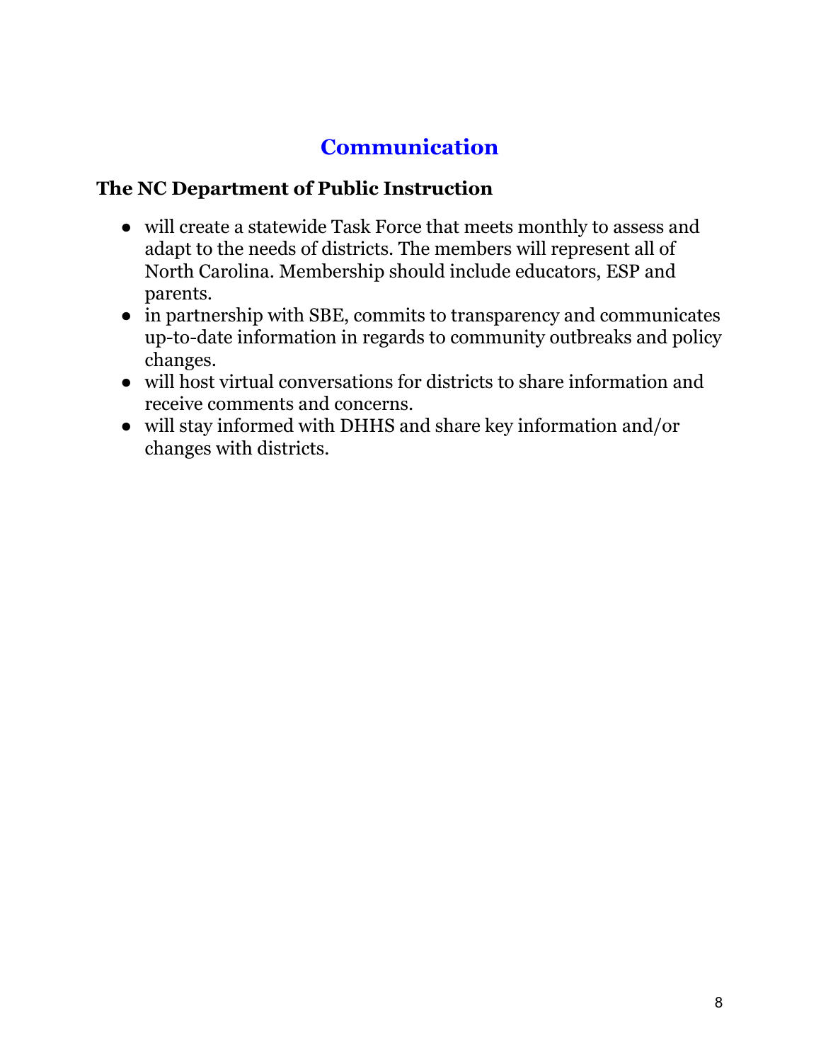# Communication

**The NC Department of Public Instruction**

- will create a statewide Task Force that meets monthly to assess and adapt to the needs of districts. The members will represent all of North Carolina. Membership should include educators, ESP and parents.
- in partnership with SBE, commits to transparency and communicates up-to-date information in regards to community outbreaks and policy changes.
- will host virtual conversations for districts to share information and receive comments and concerns.
- will stay informed with DHHS and share key information and/or changes with districts.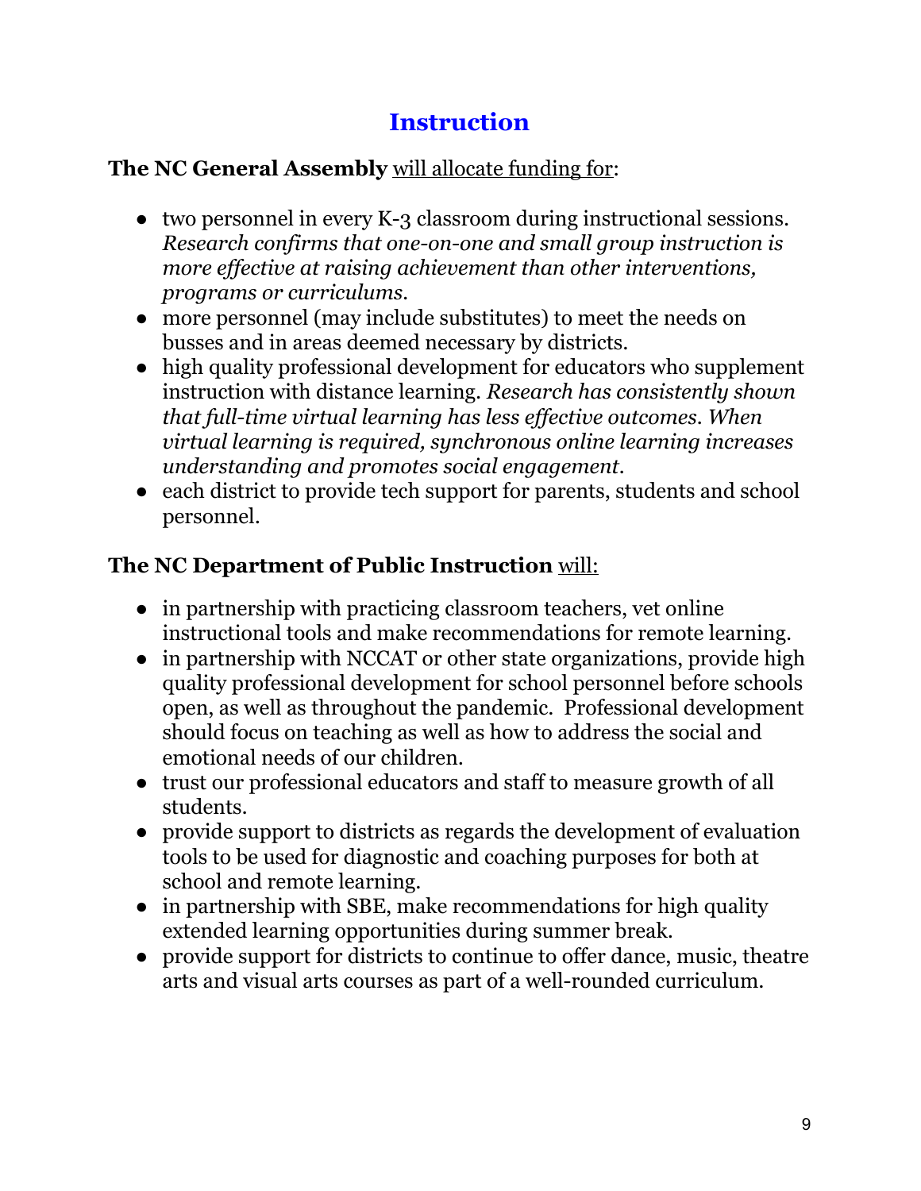## Instruction

**The NC General Assembly** will allocate funding for:

- two personnel in every K-3 classroom during instructional sessions. *Research confirms that one-on-one and small group instruction is more effective at raising achievement than other interventions, programs or curriculums.*
- more personnel (may include substitutes) to meet the needs on busses and in areas deemed necessary by districts.
- high quality professional development for educators who supplement instruction with distance learning. *Research has consistently shown that full-time virtual learning has less effective outcomes. When virtual learning is required, synchronous online learning increases understanding and promotes social engagement.*
- each district to provide tech support for parents, students and school personnel.

**The NC Department of Public Instruction** will:

- in partnership with practicing classroom teachers, vet online instructional tools and make recommendations for remote learning.
- in partnership with NCCAT or other state organizations, provide high quality professional development for school personnel before schools open, as well as throughout the pandemic. Professional development should focus on teaching as well as how to address the social and emotional needs of our children.
- trust our professional educators and staff to measure growth of all students.
- provide support to districts as regards the development of evaluation tools to be used for diagnostic and coaching purposes for both at school and remote learning.
- in partnership with SBE, make recommendations for high quality extended learning opportunities during summer break.
- provide support for districts to continue to offer dance, music, theatre arts and visual arts courses as part of a well-rounded curriculum.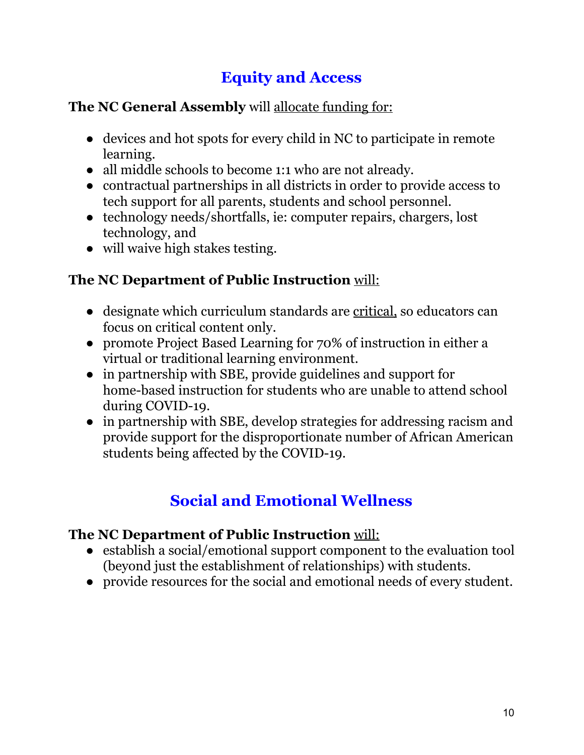## Equity and Access

**The NC General Assembly** will allocate funding for:

- devices and hot spots for every child in NC to participate in remote learning.
- all middle schools to become 1:1 who are not already.
- contractual partnerships in all districts in order to provide access to tech support for all parents, students and school personnel.
- technology needs/shortfalls, ie: computer repairs, chargers, lost technology, and
- will waive high stakes testing.

**The NC Department of Public Instruction** will:

- designate which curriculum standards are critical, so educators can focus on critical content only.
- promote Project Based Learning for 70% of instruction in either a virtual or traditional learning environment.
- in partnership with SBE, provide guidelines and support for home-based instruction for students who are unable to attend school during COVID-19.
- in partnership with SBE, develop strategies for addressing racism and provide support for the disproportionate number of African American students being affected by the COVID-19.

## Social and Emotional Wellness

**The NC Department of Public Instruction** will:

- establish a social/emotional support component to the evaluation tool (beyond just the establishment of relationships) with students.
- provide resources for the social and emotional needs of every student.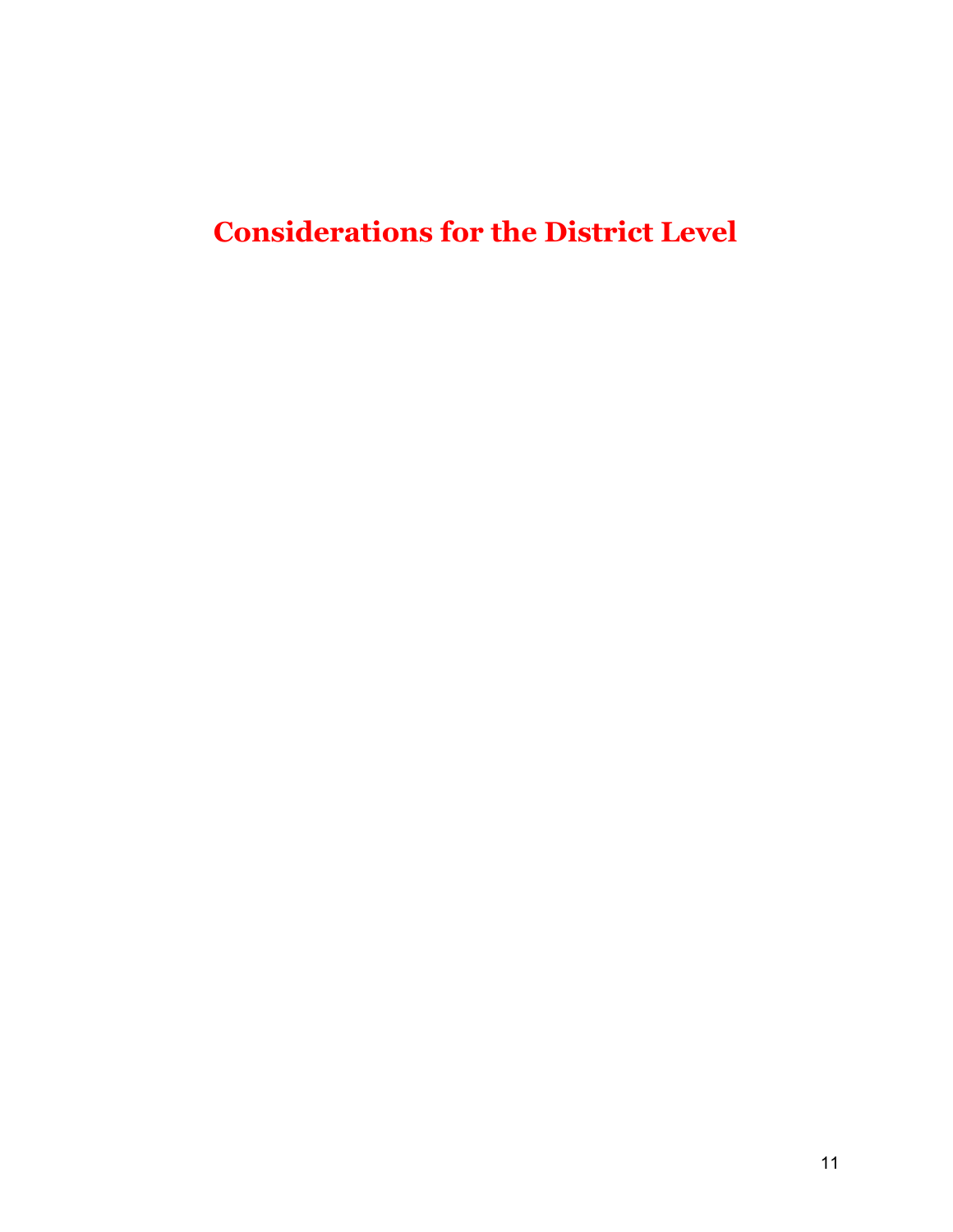# Considerations for the District Level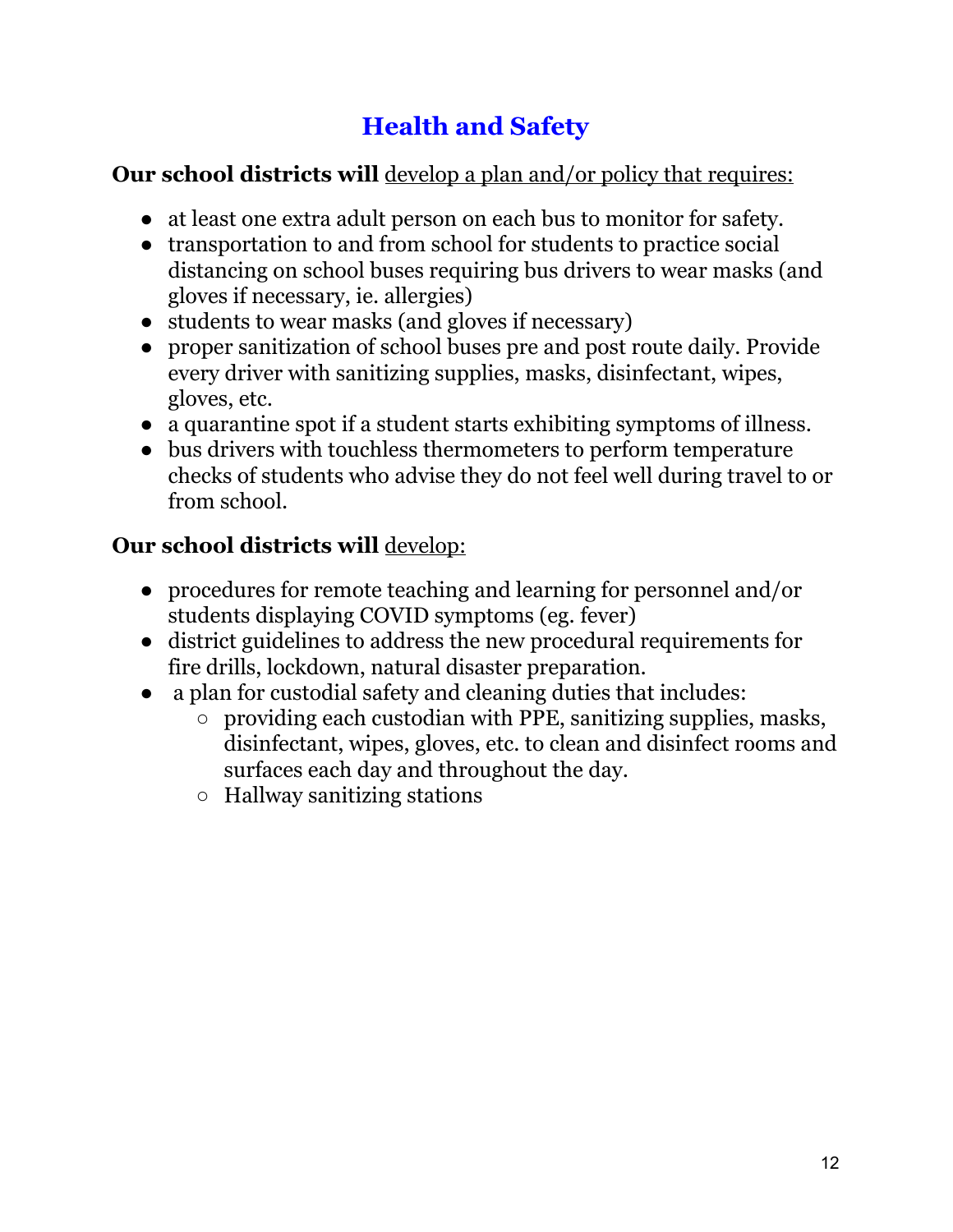# Health and Safety

**Our school districts will** develop a plan and/or policy that requires:

- at least one extra adult person on each bus to monitor for safety.
- transportation to and from school for students to practice social distancing on school buses requiring bus drivers to wear masks (and gloves if necessary, ie. allergies)
- students to wear masks (and gloves if necessary)
- proper sanitization of school buses pre and post route daily. Provide every driver with sanitizing supplies, masks, disinfectant, wipes, gloves, etc.
- a quarantine spot if a student starts exhibiting symptoms of illness.
- bus drivers with touchless thermometers to perform temperature checks of students who advise they do not feel well during travel to or from school.

**Our school districts will** develop:

- procedures for remote teaching and learning for personnel and/or students displaying COVID symptoms (eg. fever)
- district guidelines to address the new procedural requirements for fire drills, lockdown, natural disaster preparation.
- a plan for custodial safety and cleaning duties that includes:
  - providing each custodian with PPE, sanitizing supplies, masks, disinfectant, wipes, gloves, etc. to clean and disinfect rooms and surfaces each day and throughout the day.
  - Hallway sanitizing stations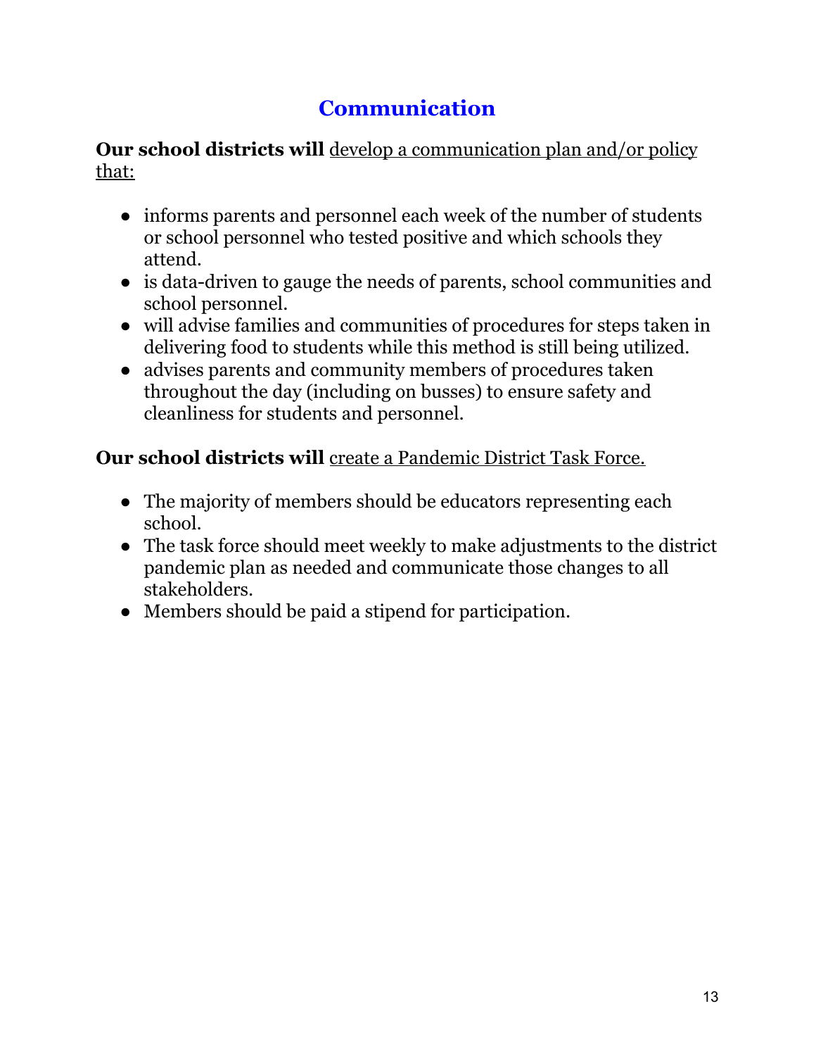## Communication

**Our school districts will** <u>develop a communication plan and/or policy that:</u>

- informs parents and personnel each week of the number of students or school personnel who tested positive and which schools they attend.
- is data-driven to gauge the needs of parents, school communities and school personnel.
- will advise families and communities of procedures for steps taken in delivering food to students while this method is still being utilized.
- advises parents and community members of procedures taken throughout the day (including on busses) to ensure safety and cleanliness for students and personnel.

**Our school districts will** <u>create a Pandemic District Task Force.</u>

- The majority of members should be educators representing each school.
- The task force should meet weekly to make adjustments to the district pandemic plan as needed and communicate those changes to all stakeholders.
- Members should be paid a stipend for participation.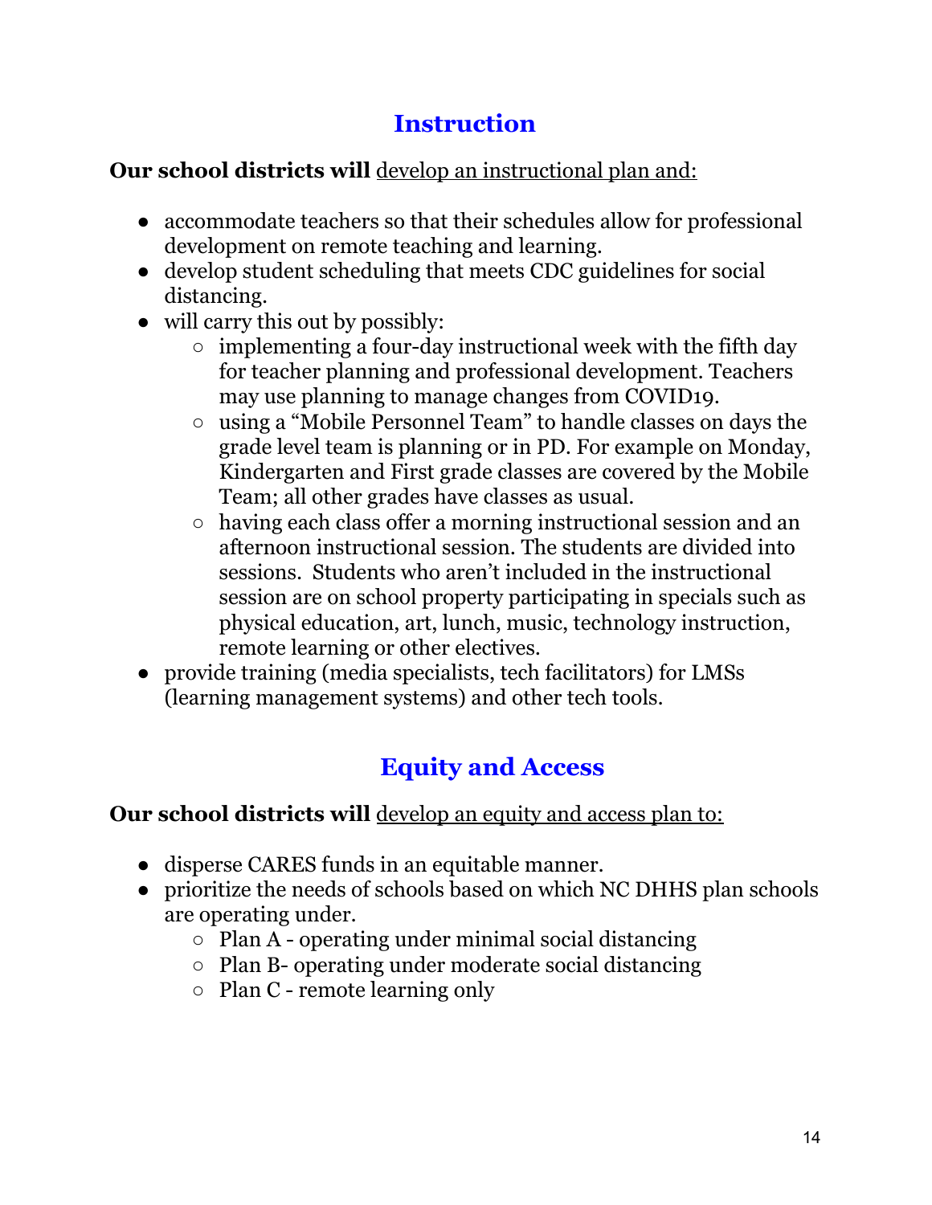## Instruction

**Our school districts will** <u>develop an instructional plan and:</u>

- accommodate teachers so that their schedules allow for professional development on remote teaching and learning.
- develop student scheduling that meets CDC guidelines for social distancing.
- will carry this out by possibly:
    - implementing a four-day instructional week with the fifth day for teacher planning and professional development. Teachers may use planning to manage changes from COVID19.
    - using a "Mobile Personnel Team" to handle classes on days the grade level team is planning or in PD. For example on Monday, Kindergarten and First grade classes are covered by the Mobile Team; all other grades have classes as usual.
    - having each class offer a morning instructional session and an afternoon instructional session. The students are divided into sessions. Students who aren't included in the instructional session are on school property participating in specials such as physical education, art, lunch, music, technology instruction, remote learning or other electives.
- provide training (media specialists, tech facilitators) for LMSs (learning management systems) and other tech tools.

## Equity and Access

**Our school districts will** <u>develop an equity and access plan to:</u>

- disperse CARES funds in an equitable manner.
- prioritize the needs of schools based on which NC DHHS plan schools are operating under.
    - Plan A - operating under minimal social distancing
    - Plan B- operating under moderate social distancing
    - Plan C - remote learning only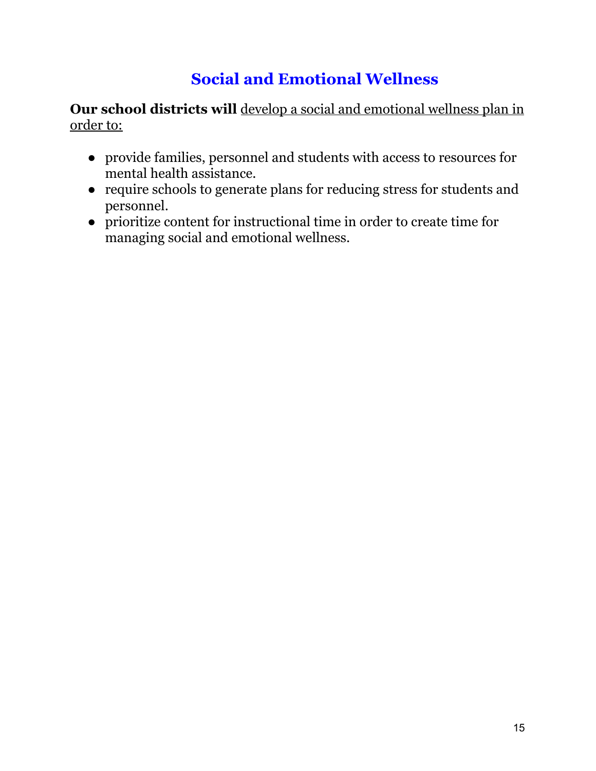# Social and Emotional Wellness

**Our school districts will** develop a social and emotional wellness plan in order to:

- provide families, personnel and students with access to resources for mental health assistance.
- require schools to generate plans for reducing stress for students and personnel.
- prioritize content for instructional time in order to create time for managing social and emotional wellness.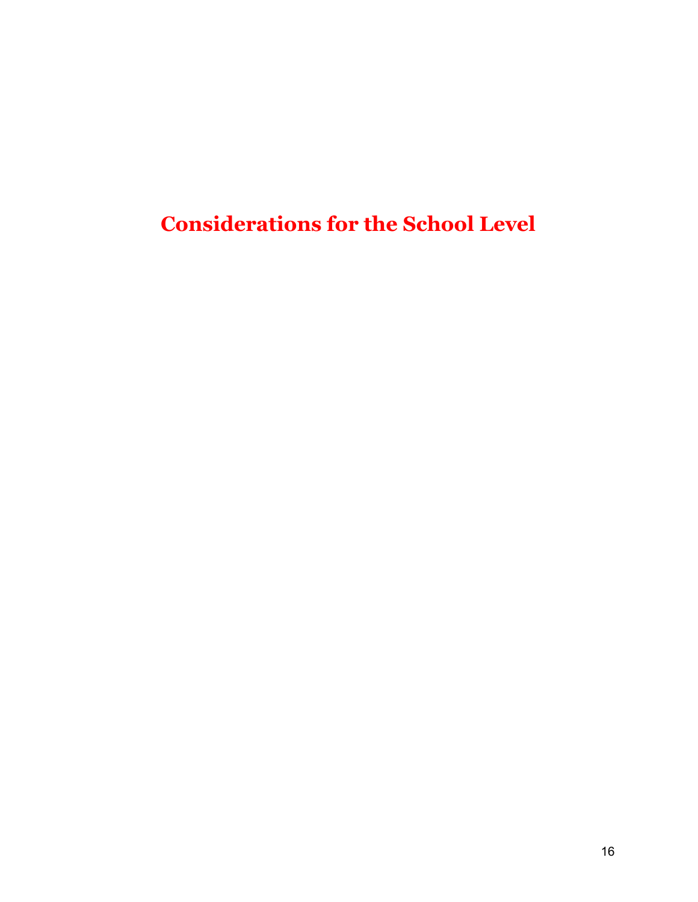# Considerations for the School Level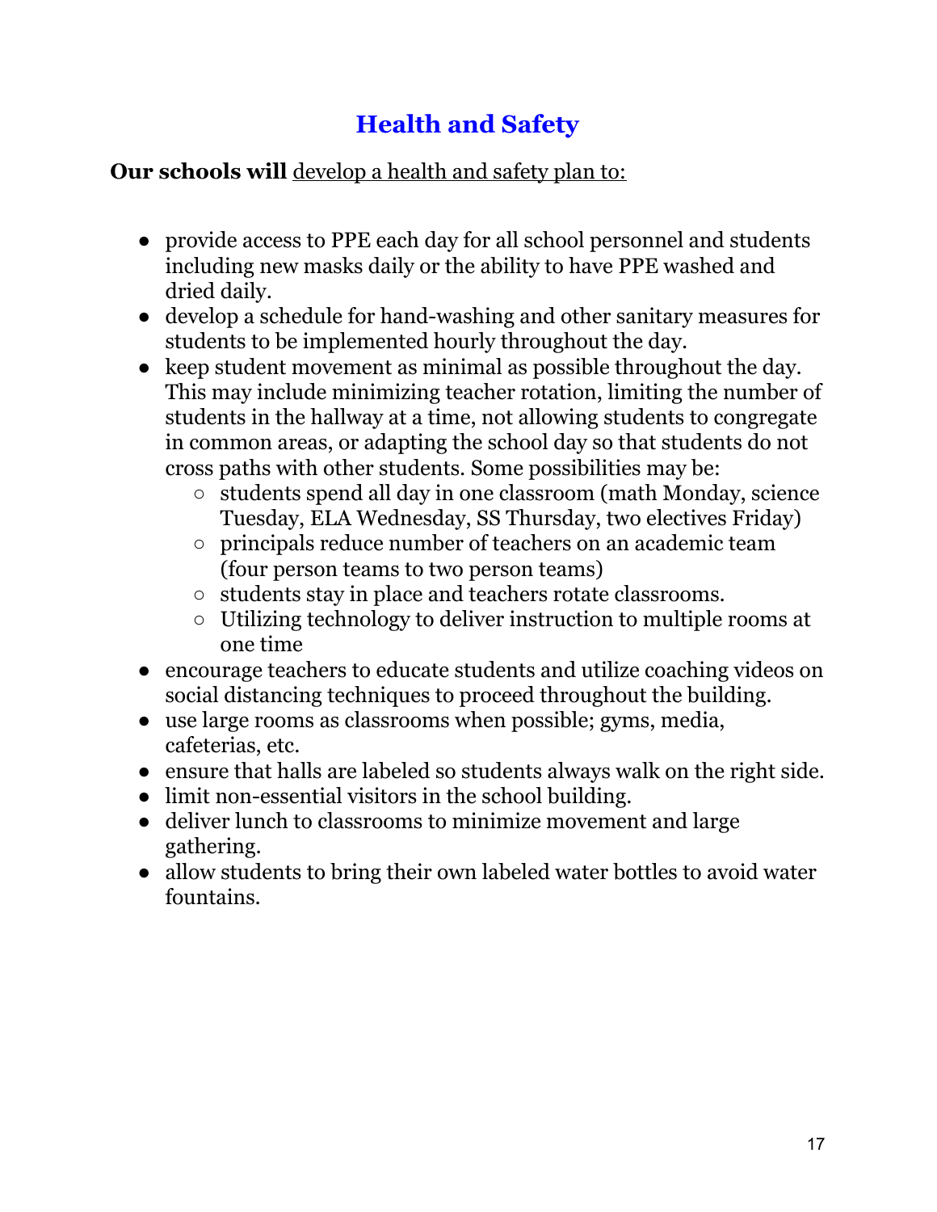# Health and Safety

**Our schools will** develop a health and safety plan to:

- provide access to PPE each day for all school personnel and students including new masks daily or the ability to have PPE washed and dried daily.
- develop a schedule for hand-washing and other sanitary measures for students to be implemented hourly throughout the day.
- keep student movement as minimal as possible throughout the day. This may include minimizing teacher rotation, limiting the number of students in the hallway at a time, not allowing students to congregate in common areas, or adapting the school day so that students do not cross paths with other students. Some possibilities may be:
  - students spend all day in one classroom (math Monday, science Tuesday, ELA Wednesday, SS Thursday, two electives Friday)
  - principals reduce number of teachers on an academic team (four person teams to two person teams)
  - students stay in place and teachers rotate classrooms.
  - Utilizing technology to deliver instruction to multiple rooms at one time
- encourage teachers to educate students and utilize coaching videos on social distancing techniques to proceed throughout the building.
- use large rooms as classrooms when possible; gyms, media, cafeterias, etc.
- ensure that halls are labeled so students always walk on the right side.
- limit non-essential visitors in the school building.
- deliver lunch to classrooms to minimize movement and large gathering.
- allow students to bring their own labeled water bottles to avoid water fountains.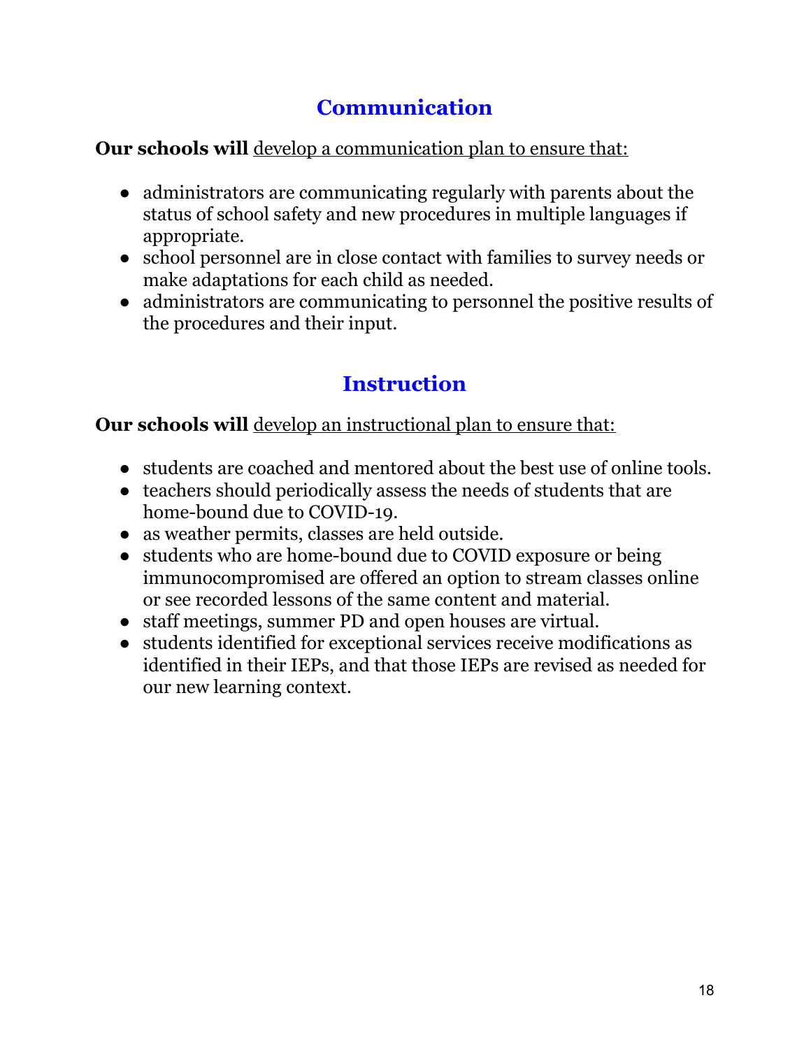## Communication

**Our schools will** develop a communication plan to ensure that:

- administrators are communicating regularly with parents about the status of school safety and new procedures in multiple languages if appropriate.
- school personnel are in close contact with families to survey needs or make adaptations for each child as needed.
- administrators are communicating to personnel the positive results of the procedures and their input.

## Instruction

**Our schools will** develop an instructional plan to ensure that:

- students are coached and mentored about the best use of online tools.
- teachers should periodically assess the needs of students that are home-bound due to COVID-19.
- as weather permits, classes are held outside.
- students who are home-bound due to COVID exposure or being immunocompromised are offered an option to stream classes online or see recorded lessons of the same content and material.
- staff meetings, summer PD and open houses are virtual.
- students identified for exceptional services receive modifications as identified in their IEPs, and that those IEPs are revised as needed for our new learning context.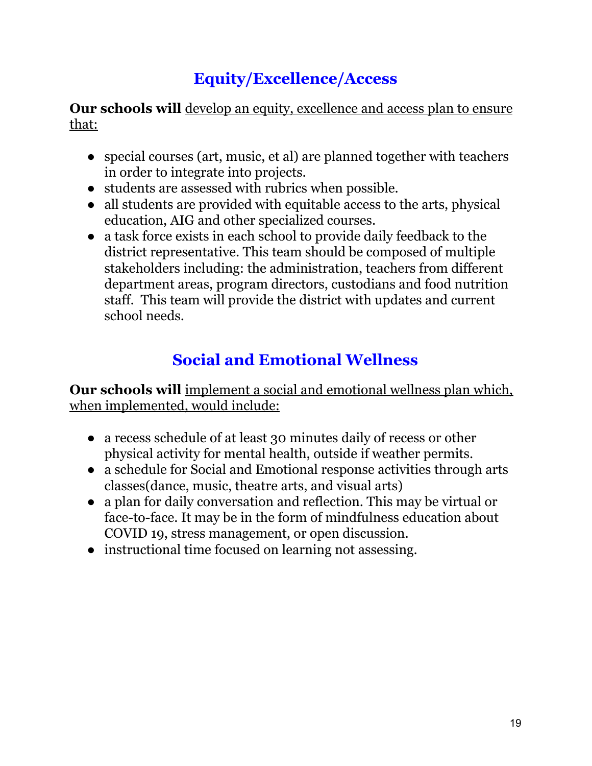## Equity/Excellence/Access

**Our schools will** develop an equity, excellence and access plan to ensure that:

- special courses (art, music, et al) are planned together with teachers in order to integrate into projects.
- students are assessed with rubrics when possible.
- all students are provided with equitable access to the arts, physical education, AIG and other specialized courses.
- a task force exists in each school to provide daily feedback to the district representative. This team should be composed of multiple stakeholders including: the administration, teachers from different department areas, program directors, custodians and food nutrition staff. This team will provide the district with updates and current school needs.

## Social and Emotional Wellness

**Our schools will** implement a social and emotional wellness plan which, when implemented, would include:

- a recess schedule of at least 30 minutes daily of recess or other physical activity for mental health, outside if weather permits.
- a schedule for Social and Emotional response activities through arts classes(dance, music, theatre arts, and visual arts)
- a plan for daily conversation and reflection. This may be virtual or face-to-face. It may be in the form of mindfulness education about COVID 19, stress management, or open discussion.
- instructional time focused on learning not assessing.